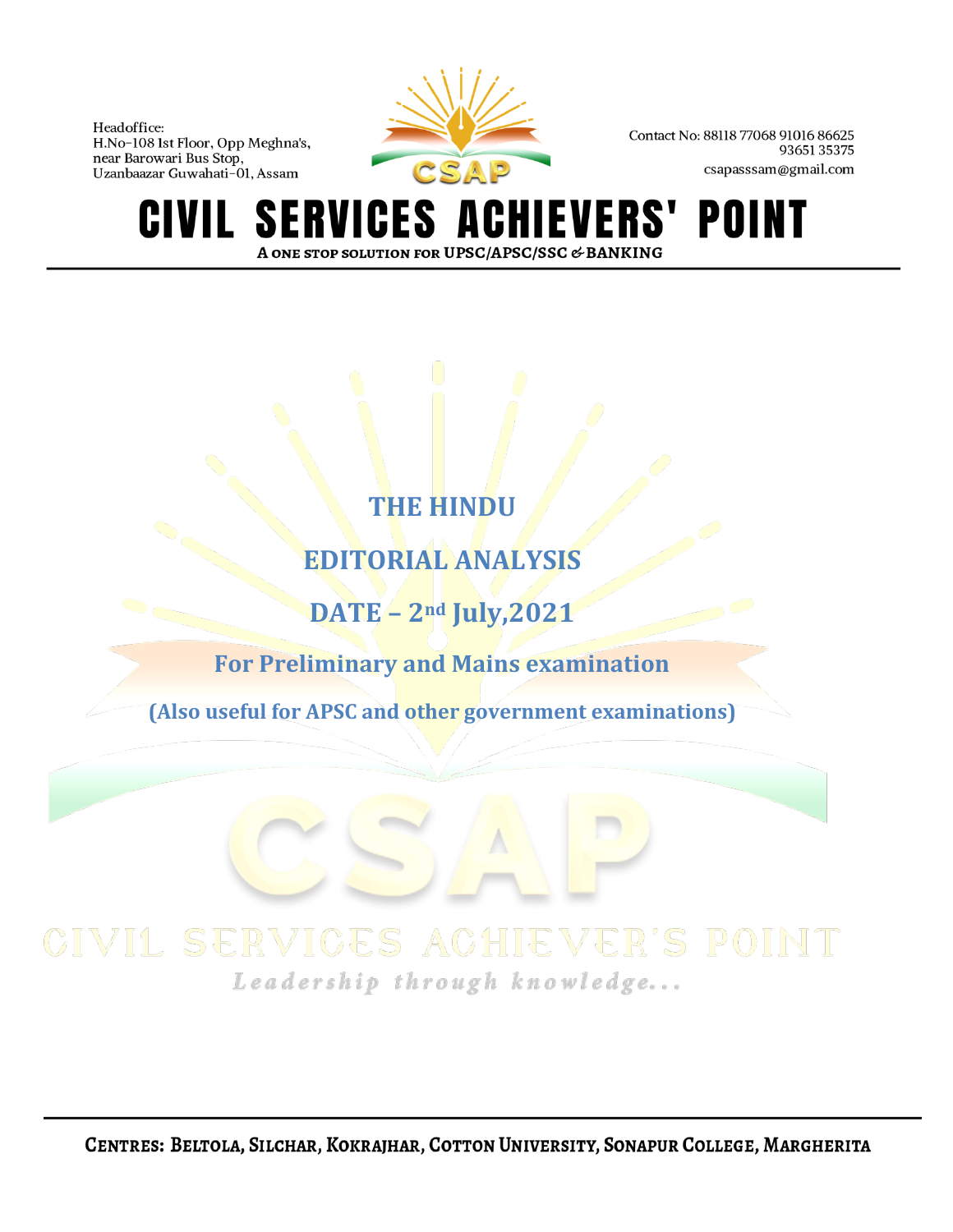Headoffice:
H.No-108 Ist Floor, Opp Meghna's,
near Barowari Bus Stop,
Uzanbaazar Guwahati-01, Assam

Contact No: 88118 77068 91016 86625
93651 35375
csapasssam@gmail.com

# CIVIL SERVICES ACHIEVERS' POINT

**A ONE STOP SOLUTION FOR UPSC/APSC/SSC & BANKING**

## THE HINDU

## EDITORIAL ANALYSIS

## DATE – 2nd July,2021

### For Preliminary and Mains examination

**(Also useful for APSC and other government examinations)**

**CENTRES: BELTOLA, SILCHAR, KOKRAJHAR, COTTON UNIVERSITY, SONAPUR COLLEGE, MARGHERITA**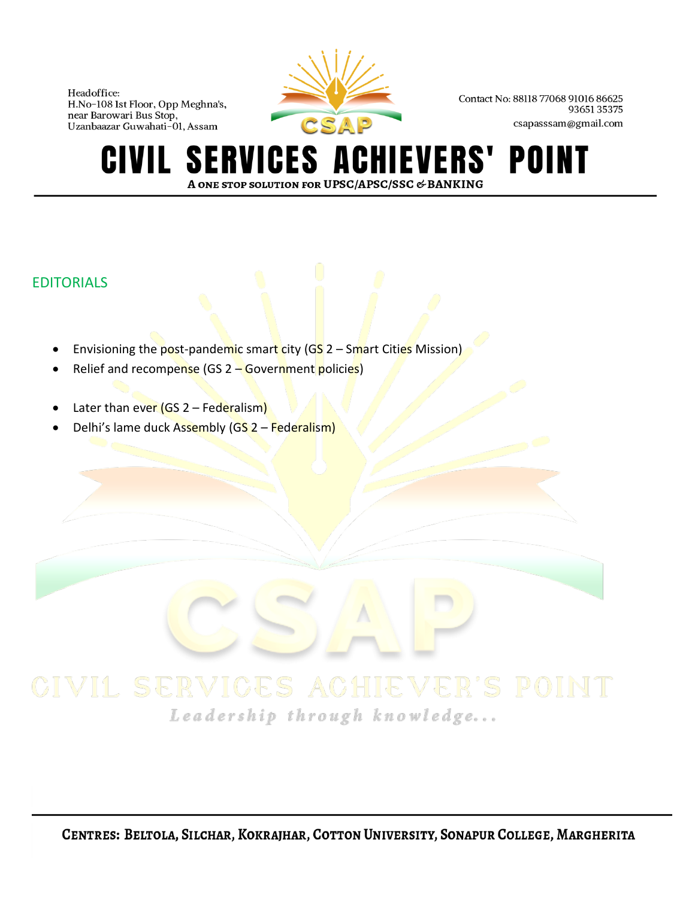## EDITORIALS

- Envisioning the post-pandemic smart city (GS 2 – Smart Cities Mission)
- Relief and recompense (GS 2 – Government policies)
- Later than ever (GS 2 – Federalism)
- Delhi's lame duck Assembly (GS 2 – Federalism)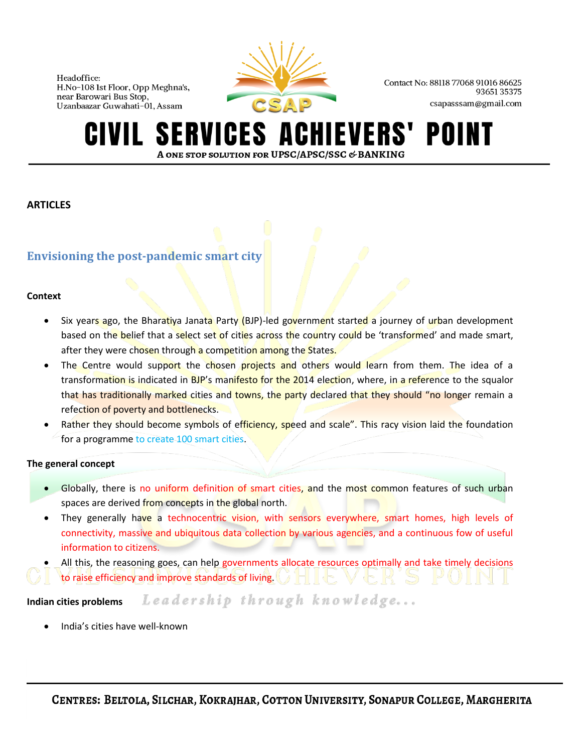## ARTICLES

### Envisioning the post-pandemic smart city

**Context**

- Six years ago, the Bharatiya Janata Party (BJP)-led government started a journey of urban development based on the belief that a select set of cities across the country could be 'transformed' and made smart, after they were chosen through a competition among the States.
- The Centre would support the chosen projects and others would learn from them. The idea of a transformation is indicated in BJP's manifesto for the 2014 election, where, in a reference to the squalor that has traditionally marked cities and towns, the party declared that they should "no longer remain a refection of poverty and bottlenecks.
- Rather they should become symbols of efficiency, speed and scale". This racy vision laid the foundation for a programme to create 100 smart cities.

**The general concept**

- Globally, there is no uniform definition of smart cities, and the most common features of such urban spaces are derived from concepts in the global north.
- They generally have a technocentric vision, with sensors everywhere, smart homes, high levels of connectivity, massive and ubiquitous data collection by various agencies, and a continuous fow of useful information to citizens.
- All this, the reasoning goes, can help governments allocate resources optimally and take timely decisions to raise efficiency and improve standards of living.

**Indian cities problems**

- India's cities have well-known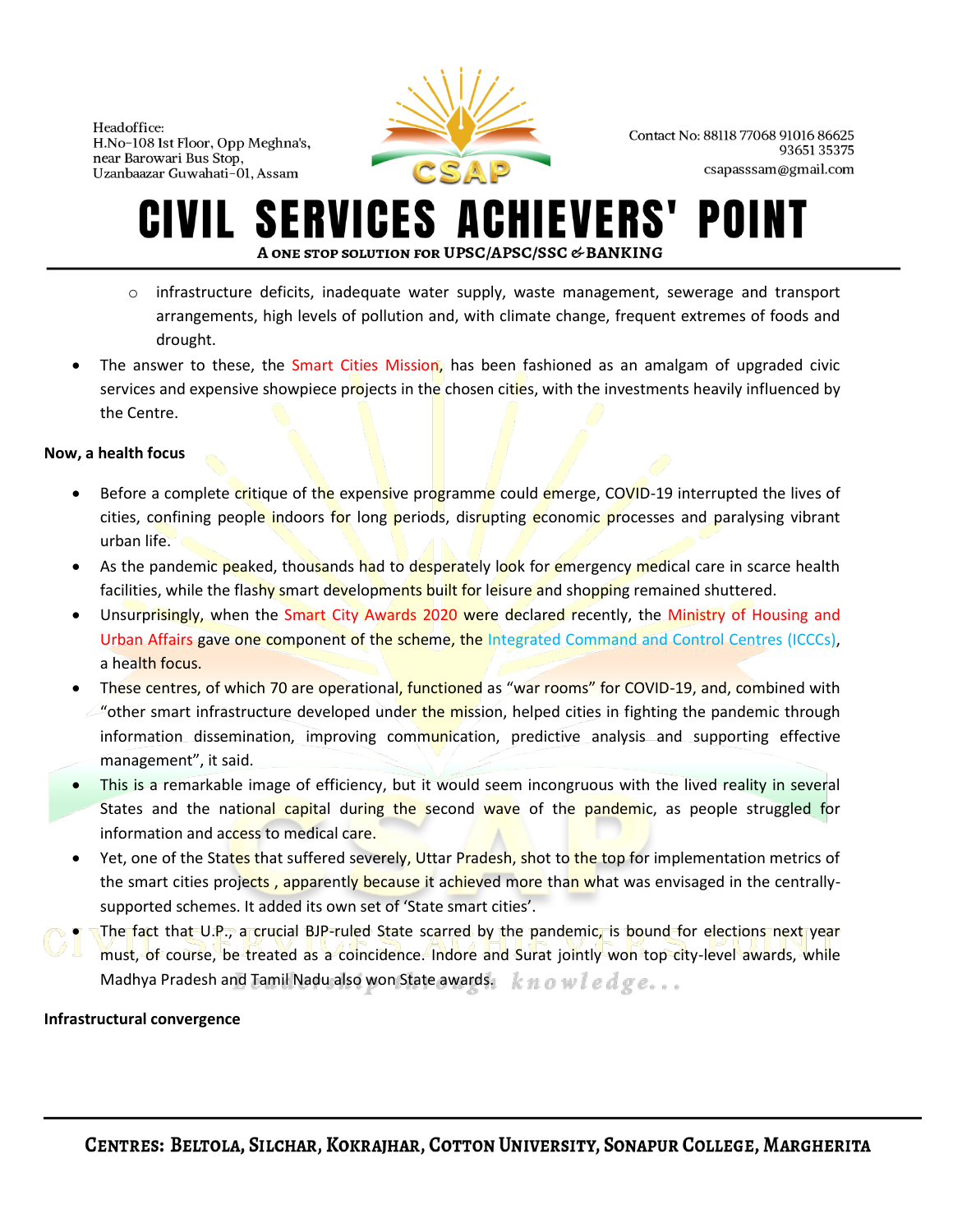- infrastructure deficits, inadequate water supply, waste management, sewerage and transport arrangements, high levels of pollution and, with climate change, frequent extremes of foods and drought.

- The answer to these, the Smart Cities Mission, has been fashioned as an amalgam of upgraded civic services and expensive showpiece projects in the chosen cities, with the investments heavily influenced by the Centre.

**Now, a health focus**

- Before a complete critique of the expensive programme could emerge, COVID-19 interrupted the lives of cities, confining people indoors for long periods, disrupting economic processes and paralysing vibrant urban life.
- As the pandemic peaked, thousands had to desperately look for emergency medical care in scarce health facilities, while the flashy smart developments built for leisure and shopping remained shuttered.
- Unsurprisingly, when the Smart City Awards 2020 were declared recently, the Ministry of Housing and Urban Affairs gave one component of the scheme, the Integrated Command and Control Centres (ICCCs), a health focus.
- These centres, of which 70 are operational, functioned as "war rooms" for COVID-19, and, combined with "other smart infrastructure developed under the mission, helped cities in fighting the pandemic through information dissemination, improving communication, predictive analysis and supporting effective management", it said.
- This is a remarkable image of efficiency, but it would seem incongruous with the lived reality in several States and the national capital during the second wave of the pandemic, as people struggled for information and access to medical care.
- Yet, one of the States that suffered severely, Uttar Pradesh, shot to the top for implementation metrics of the smart cities projects , apparently because it achieved more than what was envisaged in the centrally-supported schemes. It added its own set of 'State smart cities'.
- The fact that U.P., a crucial BJP-ruled State scarred by the pandemic, is bound for elections next year must, of course, be treated as a coincidence. Indore and Surat jointly won top city-level awards, while Madhya Pradesh and Tamil Nadu also won State awards.

**Infrastructural convergence**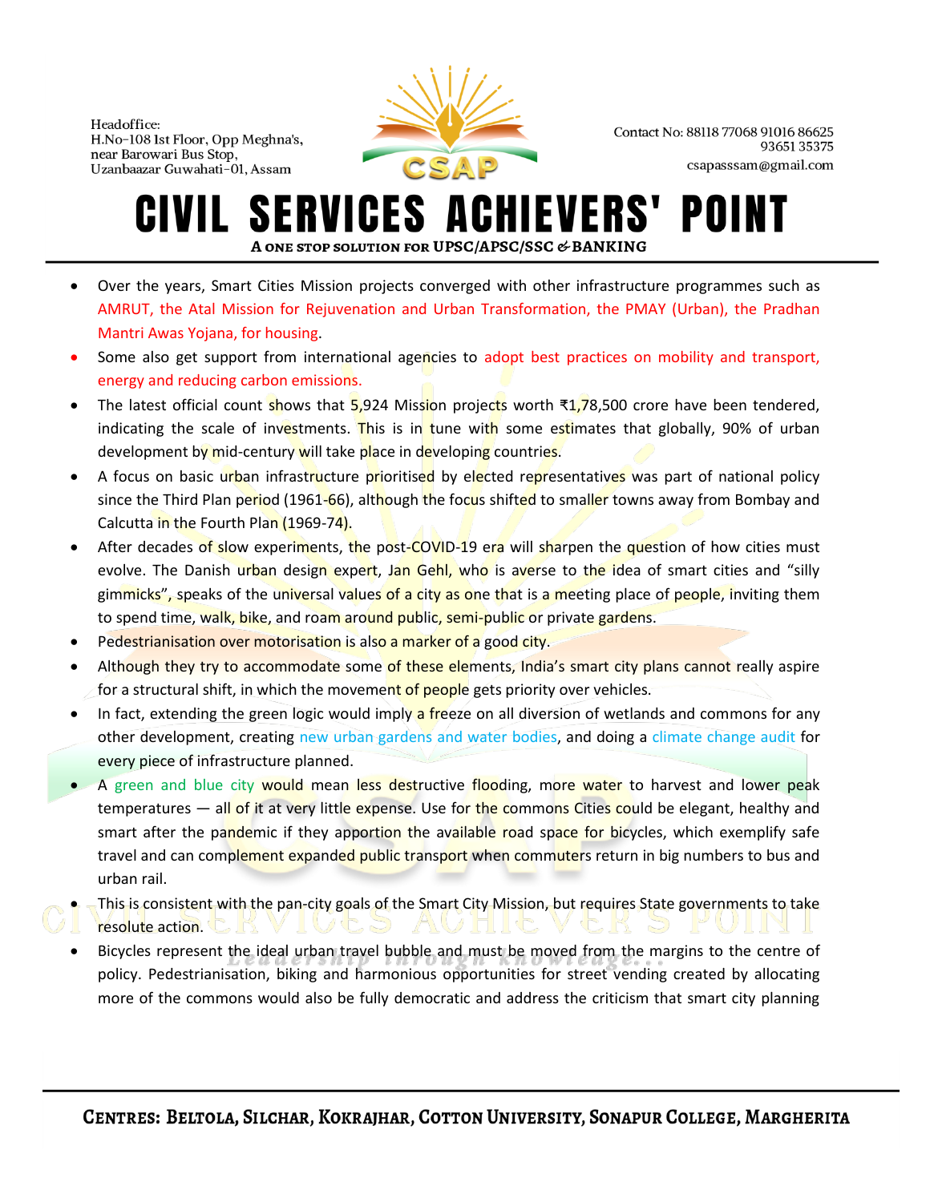- Over the years, Smart Cities Mission projects converged with other infrastructure programmes such as AMRUT, the Atal Mission for Rejuvenation and Urban Transformation, the PMAY (Urban), the Pradhan Mantri Awas Yojana, for housing.
- Some also get support from international agencies to adopt best practices on mobility and transport, energy and reducing carbon emissions.
- The latest official count shows that 5,924 Mission projects worth ₹1,78,500 crore have been tendered, indicating the scale of investments. This is in tune with some estimates that globally, 90% of urban development by mid-century will take place in developing countries.
- A focus on basic urban infrastructure prioritised by elected representatives was part of national policy since the Third Plan period (1961-66), although the focus shifted to smaller towns away from Bombay and Calcutta in the Fourth Plan (1969-74).
- After decades of slow experiments, the post-COVID-19 era will sharpen the question of how cities must evolve. The Danish urban design expert, Jan Gehl, who is averse to the idea of smart cities and "silly gimmicks", speaks of the universal values of a city as one that is a meeting place of people, inviting them to spend time, walk, bike, and roam around public, semi-public or private gardens.
- Pedestrianisation over motorisation is also a marker of a good city.
- Although they try to accommodate some of these elements, India's smart city plans cannot really aspire for a structural shift, in which the movement of people gets priority over vehicles.
- In fact, extending the green logic would imply a freeze on all diversion of wetlands and commons for any other development, creating new urban gardens and water bodies, and doing a climate change audit for every piece of infrastructure planned.
- A green and blue city would mean less destructive flooding, more water to harvest and lower peak temperatures — all of it at very little expense. Use for the commons Cities could be elegant, healthy and smart after the pandemic if they apportion the available road space for bicycles, which exemplify safe travel and can complement expanded public transport when commuters return in big numbers to bus and urban rail.
- This is consistent with the pan-city goals of the Smart City Mission, but requires State governments to take resolute action.
- Bicycles represent the ideal urban travel bubble and must be moved from the margins to the centre of policy. Pedestrianisation, biking and harmonious opportunities for street vending created by allocating more of the commons would also be fully democratic and address the criticism that smart city planning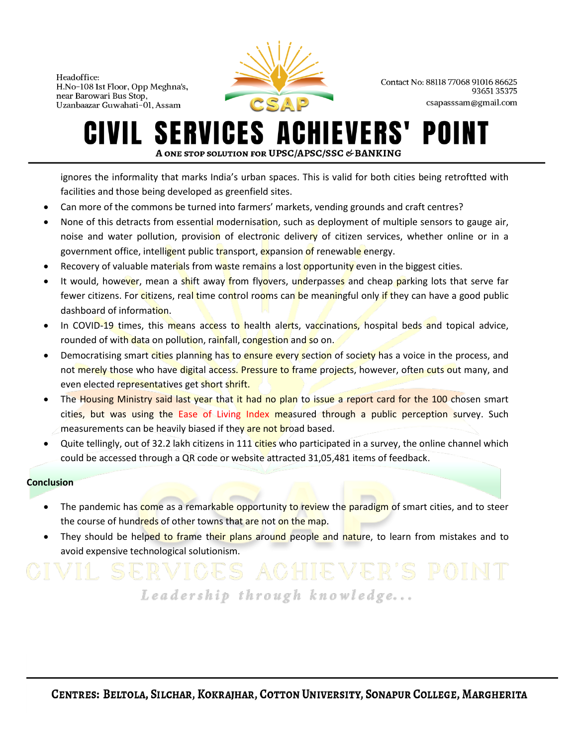ignores the informality that marks India's urban spaces. This is valid for both cities being retroftted with facilities and those being developed as greenfield sites.

- Can more of the commons be turned into farmers' markets, vending grounds and craft centres?
- None of this detracts from essential modernisation, such as deployment of multiple sensors to gauge air, noise and water pollution, provision of electronic delivery of citizen services, whether online or in a government office, intelligent public transport, expansion of renewable energy.
- Recovery of valuable materials from waste remains a lost opportunity even in the biggest cities.
- It would, however, mean a shift away from flyovers, underpasses and cheap parking lots that serve far fewer citizens. For citizens, real time control rooms can be meaningful only if they can have a good public dashboard of information.
- In COVID-19 times, this means access to health alerts, vaccinations, hospital beds and topical advice, rounded of with data on pollution, rainfall, congestion and so on.
- Democratising smart cities planning has to ensure every section of society has a voice in the process, and not merely those who have digital access. Pressure to frame projects, however, often cuts out many, and even elected representatives get short shrift.
- The Housing Ministry said last year that it had no plan to issue a report card for the 100 chosen smart cities, but was using the Ease of Living Index measured through a public perception survey. Such measurements can be heavily biased if they are not broad based.
- Quite tellingly, out of 32.2 lakh citizens in 111 cities who participated in a survey, the online channel which could be accessed through a QR code or website attracted 31,05,481 items of feedback.

**Conclusion**

- The pandemic has come as a remarkable opportunity to review the paradigm of smart cities, and to steer the course of hundreds of other towns that are not on the map.
- They should be helped to frame their plans around people and nature, to learn from mistakes and to avoid expensive technological solutionism.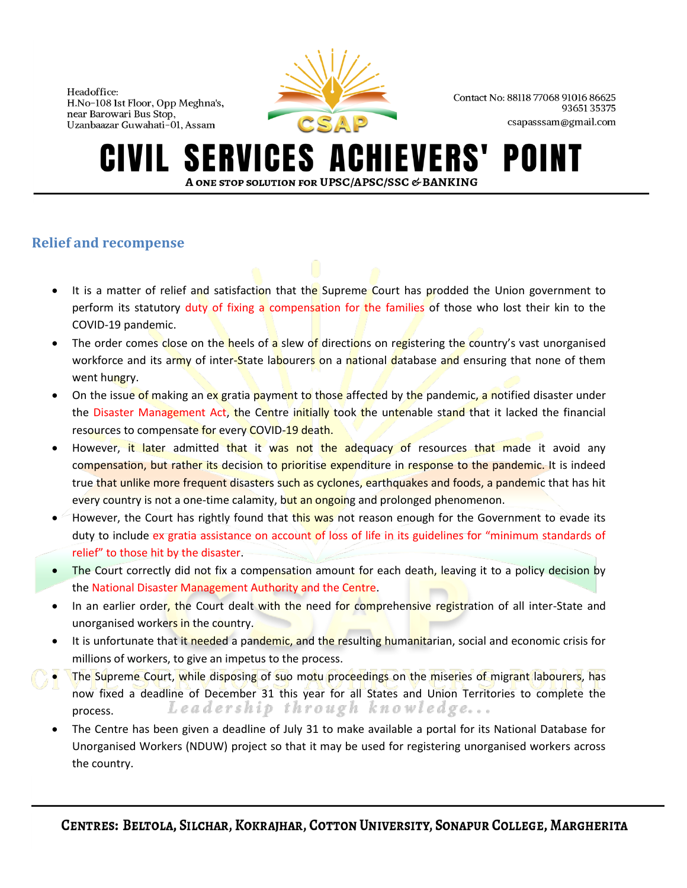## Relief and recompense

- It is a matter of relief and satisfaction that the Supreme Court has prodded the Union government to perform its statutory duty of fixing a compensation for the families of those who lost their kin to the COVID-19 pandemic.
- The order comes close on the heels of a slew of directions on registering the country's vast unorganised workforce and its army of inter-State labourers on a national database and ensuring that none of them went hungry.
- On the issue of making an ex gratia payment to those affected by the pandemic, a notified disaster under the Disaster Management Act, the Centre initially took the untenable stand that it lacked the financial resources to compensate for every COVID-19 death.
- However, it later admitted that it was not the adequacy of resources that made it avoid any compensation, but rather its decision to prioritise expenditure in response to the pandemic. It is indeed true that unlike more frequent disasters such as cyclones, earthquakes and foods, a pandemic that has hit every country is not a one-time calamity, but an ongoing and prolonged phenomenon.
- However, the Court has rightly found that this was not reason enough for the Government to evade its duty to include ex gratia assistance on account of loss of life in its guidelines for "minimum standards of relief" to those hit by the disaster.
- The Court correctly did not fix a compensation amount for each death, leaving it to a policy decision by the National Disaster Management Authority and the Centre.
- In an earlier order, the Court dealt with the need for comprehensive registration of all inter-State and unorganised workers in the country.
- It is unfortunate that it needed a pandemic, and the resulting humanitarian, social and economic crisis for millions of workers, to give an impetus to the process.
- The Supreme Court, while disposing of suo motu proceedings on the miseries of migrant labourers, has now fixed a deadline of December 31 this year for all States and Union Territories to complete the process.
- The Centre has been given a deadline of July 31 to make available a portal for its National Database for Unorganised Workers (NDUW) project so that it may be used for registering unorganised workers across the country.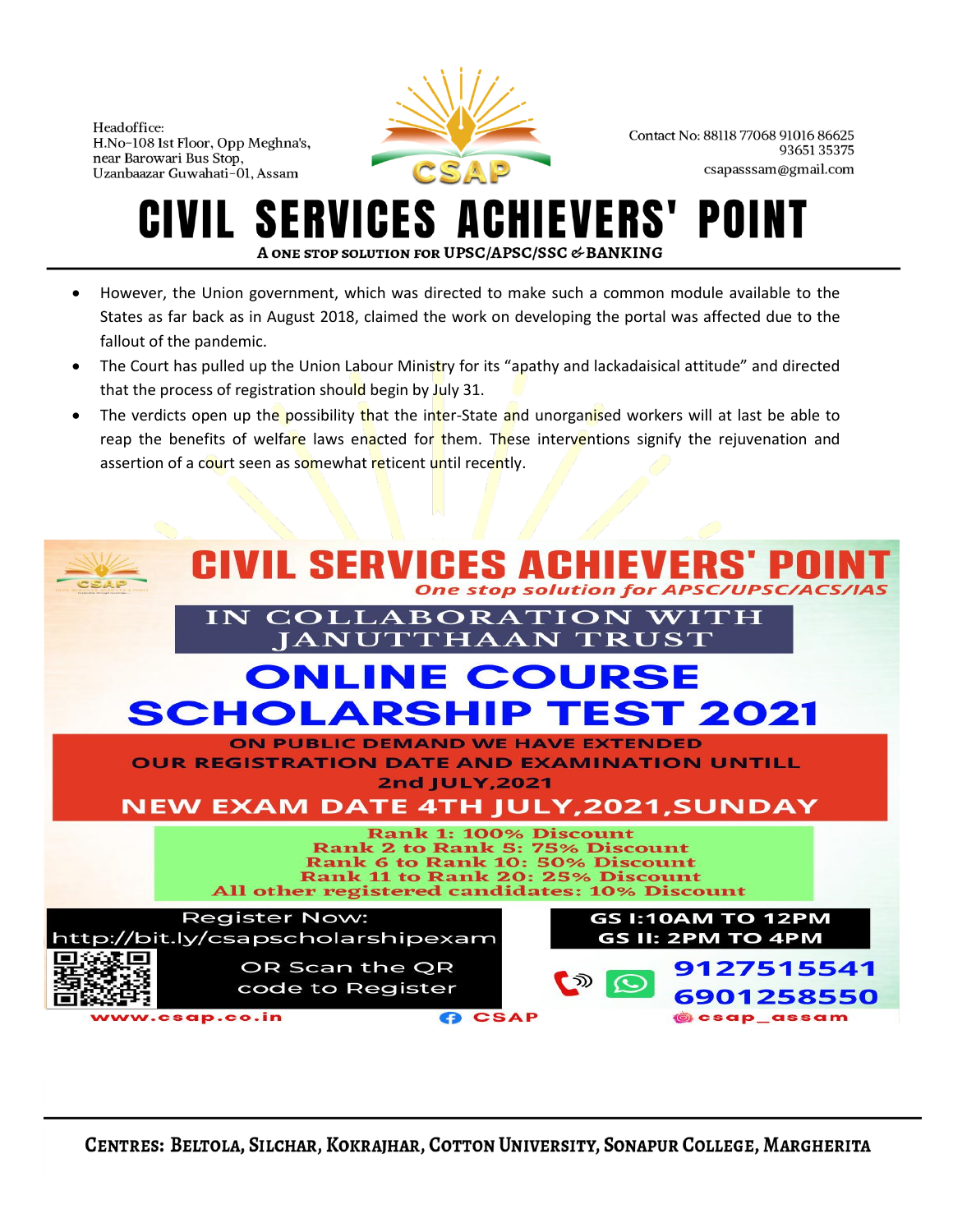- However, the Union government, which was directed to make such a common module available to the States as far back as in August 2018, claimed the work on developing the portal was affected due to the fallout of the pandemic.
- The Court has pulled up the Union Labour Ministry for its “apathy and lackadaisical attitude” and directed that the process of registration should begin by July 31.
- The verdicts open up the possibility that the inter-State and unorganised workers will at last be able to reap the benefits of welfare laws enacted for them. These interventions signify the rejuvenation and assertion of a court seen as somewhat reticent until recently.

# CIVIL SERVICES ACHIEVERS' POINT

*One stop solution for APSC/UPSC/ACS/IAS*

IN COLLABORATION WITH JANUTTHAAN TRUST

## ONLINE COURSE SCHOLARSHIP TEST 2021

ON PUBLIC DEMAND WE HAVE EXTENDED OUR REGISTRATION DATE AND EXAMINATION UNTILL 2nd JULY,2021

NEW EXAM DATE 4TH JULY,2021,SUNDAY

**Rank 1: 100% Discount**
**Rank 2 to Rank 5: 75% Discount**
**Rank 6 to Rank 10: 50% Discount**
**Rank 11 to Rank 20: 25% Discount**
**All other registered candidates: 10% Discount**

Register Now:
http://bit.ly/csapscholarshipexam

OR Scan the QR code to Register

GS I:10AM TO 12PM
GS II: 2PM TO 4PM

9127515541
6901258550

www.csap.co.in | CSAP | csap_assam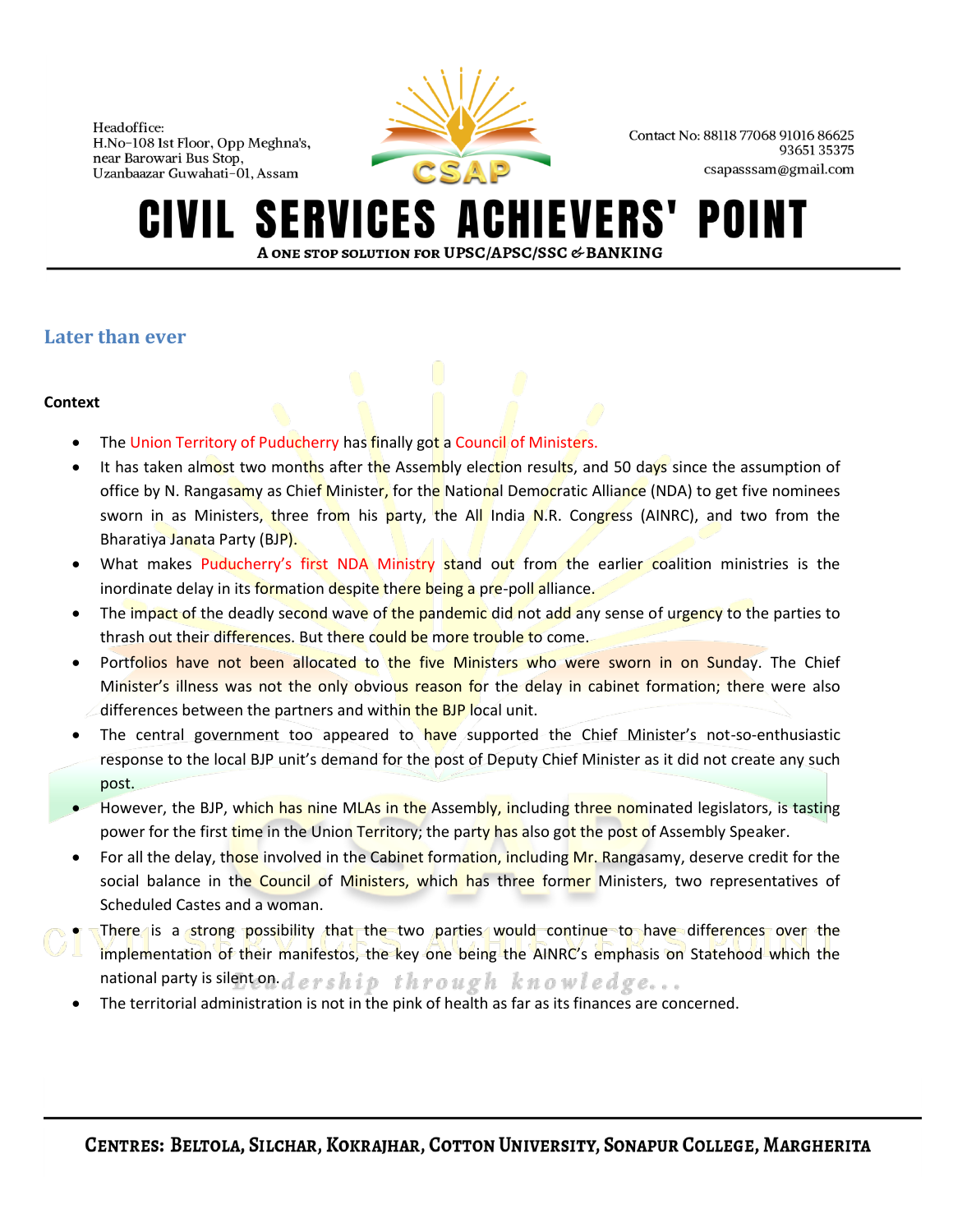## Later than ever

**Context**

- The Union Territory of Puducherry has finally got a Council of Ministers.
- It has taken almost two months after the Assembly election results, and 50 days since the assumption of office by N. Rangasamy as Chief Minister, for the National Democratic Alliance (NDA) to get five nominees sworn in as Ministers, three from his party, the All India N.R. Congress (AINRC), and two from the Bharatiya Janata Party (BJP).
- What makes Puducherry's first NDA Ministry stand out from the earlier coalition ministries is the inordinate delay in its formation despite there being a pre-poll alliance.
- The impact of the deadly second wave of the pandemic did not add any sense of urgency to the parties to thrash out their differences. But there could be more trouble to come.
- Portfolios have not been allocated to the five Ministers who were sworn in on Sunday. The Chief Minister's illness was not the only obvious reason for the delay in cabinet formation; there were also differences between the partners and within the BJP local unit.
- The central government too appeared to have supported the Chief Minister's not-so-enthusiastic response to the local BJP unit's demand for the post of Deputy Chief Minister as it did not create any such post.
- However, the BJP, which has nine MLAs in the Assembly, including three nominated legislators, is tasting power for the first time in the Union Territory; the party has also got the post of Assembly Speaker.
- For all the delay, those involved in the Cabinet formation, including Mr. Rangasamy, deserve credit for the social balance in the Council of Ministers, which has three former Ministers, two representatives of Scheduled Castes and a woman.
- There is a strong possibility that the two parties would continue to have differences over the implementation of their manifestos, the key one being the AINRC's emphasis on Statehood which the national party is silent on.
- The territorial administration is not in the pink of health as far as its finances are concerned.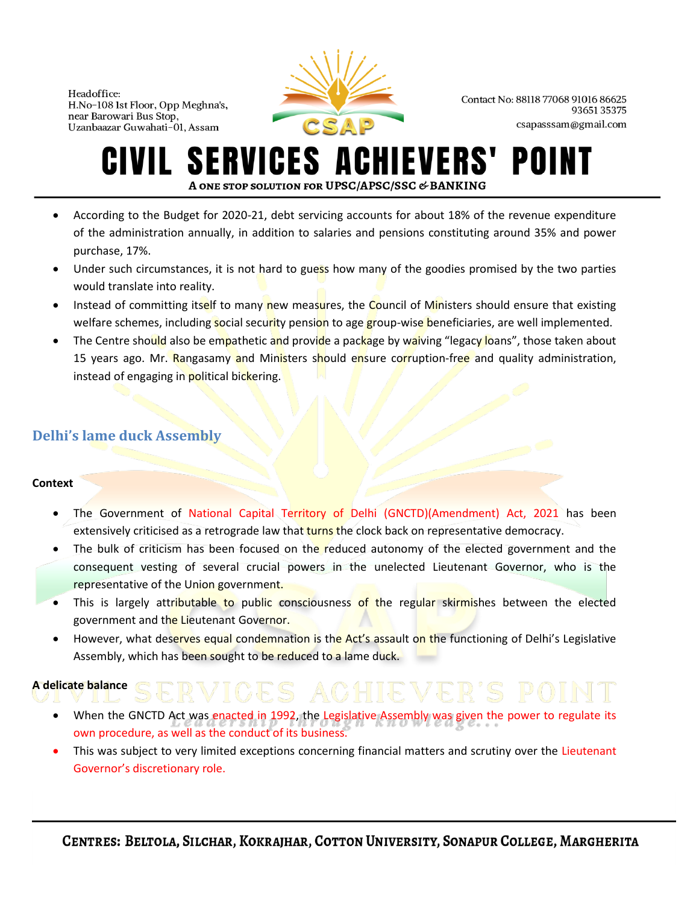- According to the Budget for 2020-21, debt servicing accounts for about 18% of the revenue expenditure of the administration annually, in addition to salaries and pensions constituting around 35% and power purchase, 17%.
- Under such circumstances, it is not hard to guess how many of the goodies promised by the two parties would translate into reality.
- Instead of committing itself to many new measures, the Council of Ministers should ensure that existing welfare schemes, including social security pension to age group-wise beneficiaries, are well implemented.
- The Centre should also be empathetic and provide a package by waiving "legacy loans", those taken about 15 years ago. Mr. Rangasamy and Ministers should ensure corruption-free and quality administration, instead of engaging in political bickering.

## Delhi's lame duck Assembly

**Context**

- The Government of National Capital Territory of Delhi (GNCTD)(Amendment) Act, 2021 has been extensively criticised as a retrograde law that turns the clock back on representative democracy.
- The bulk of criticism has been focused on the reduced autonomy of the elected government and the consequent vesting of several crucial powers in the unelected Lieutenant Governor, who is the representative of the Union government.
- This is largely attributable to public consciousness of the regular skirmishes between the elected government and the Lieutenant Governor.
- However, what deserves equal condemnation is the Act's assault on the functioning of Delhi's Legislative Assembly, which has been sought to be reduced to a lame duck.

**A delicate balance**

- When the GNCTD Act was enacted in 1992, the Legislative Assembly was given the power to regulate its own procedure, as well as the conduct of its business.
- This was subject to very limited exceptions concerning financial matters and scrutiny over the Lieutenant Governor's discretionary role.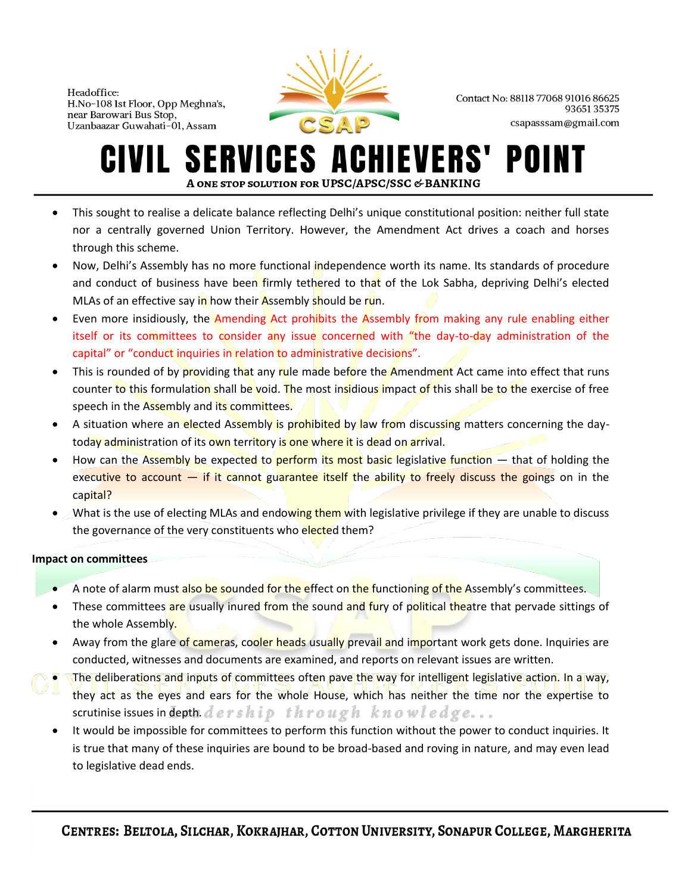- This sought to realise a delicate balance reflecting Delhi's unique constitutional position: neither full state nor a centrally governed Union Territory. However, the Amendment Act drives a coach and horses through this scheme.
- Now, Delhi's Assembly has no more functional independence worth its name. Its standards of procedure and conduct of business have been firmly tethered to that of the Lok Sabha, depriving Delhi's elected MLAs of an effective say in how their Assembly should be run.
- Even more insidiously, the Amending Act prohibits the Assembly from making any rule enabling either itself or its committees to consider any issue concerned with "the day-to-day administration of the capital" or "conduct inquiries in relation to administrative decisions".
- This is rounded of by providing that any rule made before the Amendment Act came into effect that runs counter to this formulation shall be void. The most insidious impact of this shall be to the exercise of free speech in the Assembly and its committees.
- A situation where an elected Assembly is prohibited by law from discussing matters concerning the day-today administration of its own territory is one where it is dead on arrival.
- How can the Assembly be expected to perform its most basic legislative function — that of holding the executive to account — if it cannot guarantee itself the ability to freely discuss the goings on in the capital?
- What is the use of electing MLAs and endowing them with legislative privilege if they are unable to discuss the governance of the very constituents who elected them?

**Impact on committees**

- A note of alarm must also be sounded for the effect on the functioning of the Assembly's committees.
- These committees are usually inured from the sound and fury of political theatre that pervade sittings of the whole Assembly.
- Away from the glare of cameras, cooler heads usually prevail and important work gets done. Inquiries are conducted, witnesses and documents are examined, and reports on relevant issues are written.
- The deliberations and inputs of committees often pave the way for intelligent legislative action. In a way, they act as the eyes and ears for the whole House, which has neither the time nor the expertise to scrutinise issues in depth.
- It would be impossible for committees to perform this function without the power to conduct inquiries. It is true that many of these inquiries are bound to be broad-based and roving in nature, and may even lead to legislative dead ends.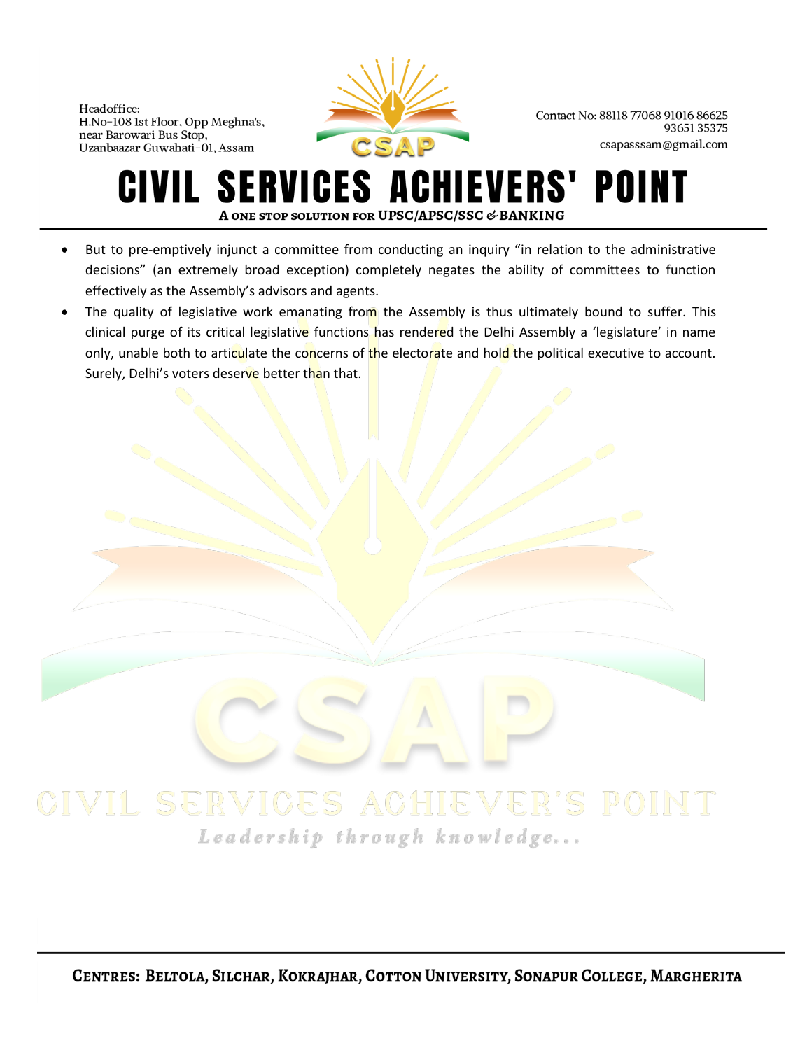- But to pre-emptively injunct a committee from conducting an inquiry "in relation to the administrative decisions" (an extremely broad exception) completely negates the ability of committees to function effectively as the Assembly's advisors and agents.
- The quality of legislative work emanating from the Assembly is thus ultimately bound to suffer. This clinical purge of its critical legislative functions has rendered the Delhi Assembly a 'legislature' in name only, unable both to articulate the concerns of the electorate and hold the political executive to account. Surely, Delhi's voters deserve better than that.